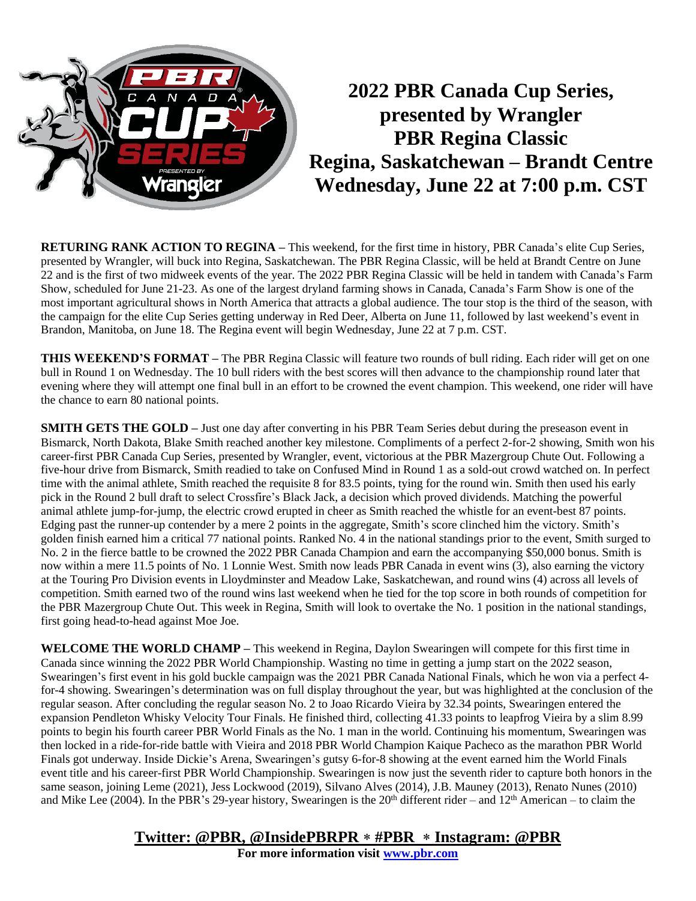# 2022 PBR Canada Cup Series, presented by Wrangler
# PBR Regina Classic
## Regina, Saskatchewan – Brandt Centre
## Wednesday, June 22 at 7:00 p.m. CST

**RETURING RANK ACTION TO REGINA –** This weekend, for the first time in history, PBR Canada's elite Cup Series, presented by Wrangler, will buck into Regina, Saskatchewan. The PBR Regina Classic, will be held at Brandt Centre on June 22 and is the first of two midweek events of the year. The 2022 PBR Regina Classic will be held in tandem with Canada's Farm Show, scheduled for June 21-23. As one of the largest dryland farming shows in Canada, Canada's Farm Show is one of the most important agricultural shows in North America that attracts a global audience. The tour stop is the third of the season, with the campaign for the elite Cup Series getting underway in Red Deer, Alberta on June 11, followed by last weekend's event in Brandon, Manitoba, on June 18. The Regina event will begin Wednesday, June 22 at 7 p.m. CST.

**THIS WEEKEND'S FORMAT –** The PBR Regina Classic will feature two rounds of bull riding. Each rider will get on one bull in Round 1 on Wednesday. The 10 bull riders with the best scores will then advance to the championship round later that evening where they will attempt one final bull in an effort to be crowned the event champion. This weekend, one rider will have the chance to earn 80 national points.

**SMITH GETS THE GOLD –** Just one day after converting in his PBR Team Series debut during the preseason event in Bismarck, North Dakota, Blake Smith reached another key milestone. Compliments of a perfect 2-for-2 showing, Smith won his career-first PBR Canada Cup Series, presented by Wrangler, event, victorious at the PBR Mazergroup Chute Out. Following a five-hour drive from Bismarck, Smith readied to take on Confused Mind in Round 1 as a sold-out crowd watched on. In perfect time with the animal athlete, Smith reached the requisite 8 for 83.5 points, tying for the round win. Smith then used his early pick in the Round 2 bull draft to select Crossfire's Black Jack, a decision which proved dividends. Matching the powerful animal athlete jump-for-jump, the electric crowd erupted in cheer as Smith reached the whistle for an event-best 87 points. Edging past the runner-up contender by a mere 2 points in the aggregate, Smith's score clinched him the victory. Smith's golden finish earned him a critical 77 national points. Ranked No. 4 in the national standings prior to the event, Smith surged to No. 2 in the fierce battle to be crowned the 2022 PBR Canada Champion and earn the accompanying $50,000 bonus. Smith is now within a mere 11.5 points of No. 1 Lonnie West. Smith now leads PBR Canada in event wins (3), also earning the victory at the Touring Pro Division events in Lloydminster and Meadow Lake, Saskatchewan, and round wins (4) across all levels of competition. Smith earned two of the round wins last weekend when he tied for the top score in both rounds of competition for the PBR Mazergroup Chute Out. This week in Regina, Smith will look to overtake the No. 1 position in the national standings, first going head-to-head against Moe Joe.

**WELCOME THE WORLD CHAMP –** This weekend in Regina, Daylon Swearingen will compete for this first time in Canada since winning the 2022 PBR World Championship. Wasting no time in getting a jump start on the 2022 season, Swearingen's first event in his gold buckle campaign was the 2021 PBR Canada National Finals, which he won via a perfect 4-for-4 showing. Swearingen's determination was on full display throughout the year, but was highlighted at the conclusion of the regular season. After concluding the regular season No. 2 to Joao Ricardo Vieira by 32.34 points, Swearingen entered the expansion Pendleton Whisky Velocity Tour Finals. He finished third, collecting 41.33 points to leapfrog Vieira by a slim 8.99 points to begin his fourth career PBR World Finals as the No. 1 man in the world. Continuing his momentum, Swearingen was then locked in a ride-for-ride battle with Vieira and 2018 PBR World Champion Kaique Pacheco as the marathon PBR World Finals got underway. Inside Dickie's Arena, Swearingen's gutsy 6-for-8 showing at the event earned him the World Finals event title and his career-first PBR World Championship. Swearingen is now just the seventh rider to capture both honors in the same season, joining Leme (2021), Jess Lockwood (2019), Silvano Alves (2014), J.B. Mauney (2013), Renato Nunes (2010) and Mike Lee (2004). In the PBR's 29-year history, Swearingen is the 20th different rider – and 12th American – to claim the

**Twitter: @PBR, @InsidePBRPR ∗ #PBR ∗ Instagram: @PBR**

**For more information visit www.pbr.com**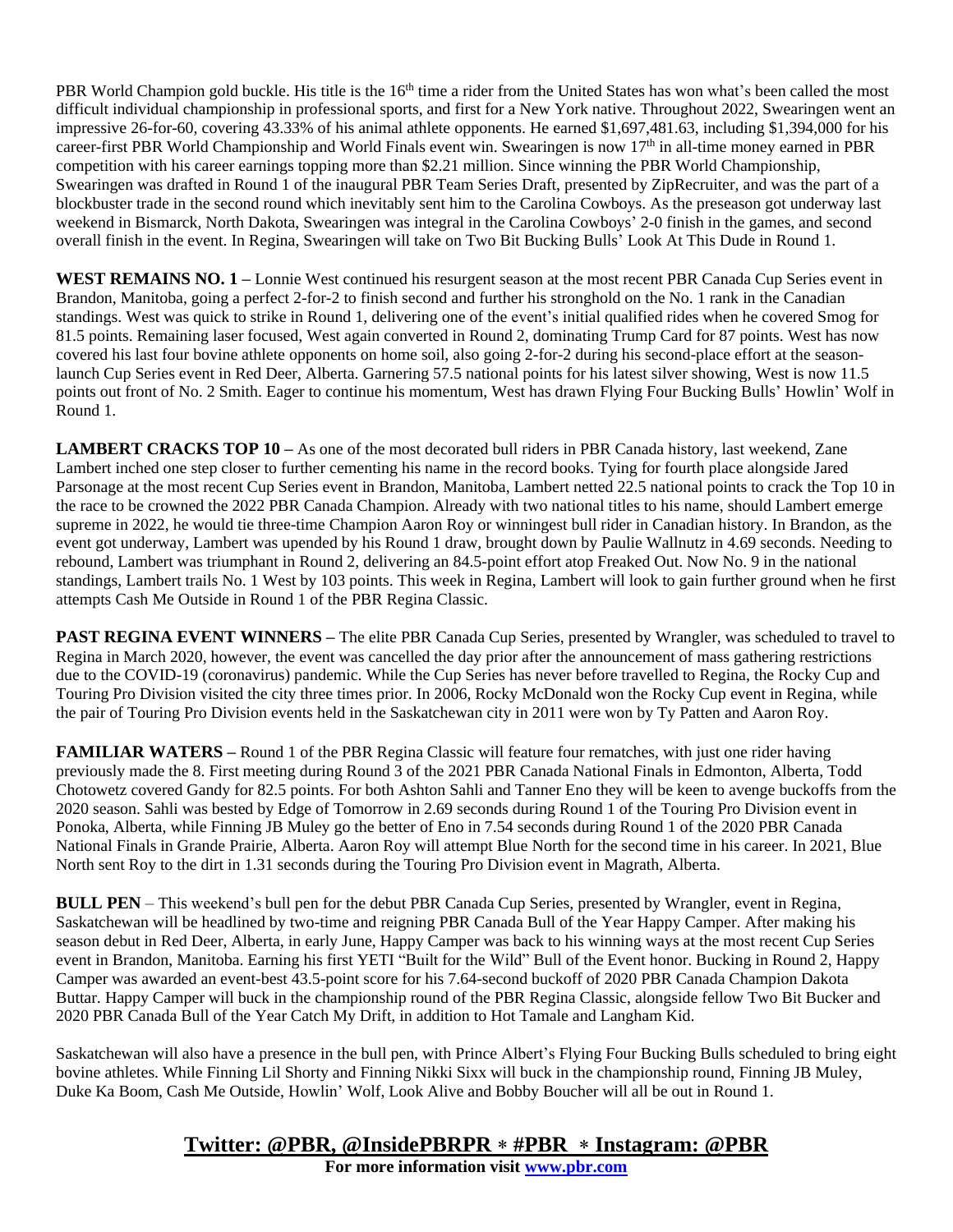PBR World Champion gold buckle. His title is the 16th time a rider from the United States has won what's been called the most difficult individual championship in professional sports, and first for a New York native. Throughout 2022, Swearingen went an impressive 26-for-60, covering 43.33% of his animal athlete opponents. He earned $1,697,481.63, including $1,394,000 for his career-first PBR World Championship and World Finals event win. Swearingen is now 17th in all-time money earned in PBR competition with his career earnings topping more than $2.21 million. Since winning the PBR World Championship, Swearingen was drafted in Round 1 of the inaugural PBR Team Series Draft, presented by ZipRecruiter, and was the part of a blockbuster trade in the second round which inevitably sent him to the Carolina Cowboys. As the preseason got underway last weekend in Bismarck, North Dakota, Swearingen was integral in the Carolina Cowboys' 2-0 finish in the games, and second overall finish in the event. In Regina, Swearingen will take on Two Bit Bucking Bulls' Look At This Dude in Round 1.

**WEST REMAINS NO. 1 –** Lonnie West continued his resurgent season at the most recent PBR Canada Cup Series event in Brandon, Manitoba, going a perfect 2-for-2 to finish second and further his stronghold on the No. 1 rank in the Canadian standings. West was quick to strike in Round 1, delivering one of the event's initial qualified rides when he covered Smog for 81.5 points. Remaining laser focused, West again converted in Round 2, dominating Trump Card for 87 points. West has now covered his last four bovine athlete opponents on home soil, also going 2-for-2 during his second-place effort at the season-launch Cup Series event in Red Deer, Alberta. Garnering 57.5 national points for his latest silver showing, West is now 11.5 points out front of No. 2 Smith. Eager to continue his momentum, West has drawn Flying Four Bucking Bulls' Howlin' Wolf in Round 1.

**LAMBERT CRACKS TOP 10 –** As one of the most decorated bull riders in PBR Canada history, last weekend, Zane Lambert inched one step closer to further cementing his name in the record books. Tying for fourth place alongside Jared Parsonage at the most recent Cup Series event in Brandon, Manitoba, Lambert netted 22.5 national points to crack the Top 10 in the race to be crowned the 2022 PBR Canada Champion. Already with two national titles to his name, should Lambert emerge supreme in 2022, he would tie three-time Champion Aaron Roy or winningest bull rider in Canadian history. In Brandon, as the event got underway, Lambert was upended by his Round 1 draw, brought down by Paulie Wallnutz in 4.69 seconds. Needing to rebound, Lambert was triumphant in Round 2, delivering an 84.5-point effort atop Freaked Out. Now No. 9 in the national standings, Lambert trails No. 1 West by 103 points. This week in Regina, Lambert will look to gain further ground when he first attempts Cash Me Outside in Round 1 of the PBR Regina Classic.

**PAST REGINA EVENT WINNERS –** The elite PBR Canada Cup Series, presented by Wrangler, was scheduled to travel to Regina in March 2020, however, the event was cancelled the day prior after the announcement of mass gathering restrictions due to the COVID-19 (coronavirus) pandemic. While the Cup Series has never before travelled to Regina, the Rocky Cup and Touring Pro Division visited the city three times prior. In 2006, Rocky McDonald won the Rocky Cup event in Regina, while the pair of Touring Pro Division events held in the Saskatchewan city in 2011 were won by Ty Patten and Aaron Roy.

**FAMILIAR WATERS –** Round 1 of the PBR Regina Classic will feature four rematches, with just one rider having previously made the 8. First meeting during Round 3 of the 2021 PBR Canada National Finals in Edmonton, Alberta, Todd Chotowetz covered Gandy for 82.5 points. For both Ashton Sahli and Tanner Eno they will be keen to avenge buckoffs from the 2020 season. Sahli was bested by Edge of Tomorrow in 2.69 seconds during Round 1 of the Touring Pro Division event in Ponoka, Alberta, while Finning JB Muley go the better of Eno in 7.54 seconds during Round 1 of the 2020 PBR Canada National Finals in Grande Prairie, Alberta. Aaron Roy will attempt Blue North for the second time in his career. In 2021, Blue North sent Roy to the dirt in 1.31 seconds during the Touring Pro Division event in Magrath, Alberta.

**BULL PEN** – This weekend's bull pen for the debut PBR Canada Cup Series, presented by Wrangler, event in Regina, Saskatchewan will be headlined by two-time and reigning PBR Canada Bull of the Year Happy Camper. After making his season debut in Red Deer, Alberta, in early June, Happy Camper was back to his winning ways at the most recent Cup Series event in Brandon, Manitoba. Earning his first YETI "Built for the Wild" Bull of the Event honor. Bucking in Round 2, Happy Camper was awarded an event-best 43.5-point score for his 7.64-second buckoff of 2020 PBR Canada Champion Dakota Buttar. Happy Camper will buck in the championship round of the PBR Regina Classic, alongside fellow Two Bit Bucker and 2020 PBR Canada Bull of the Year Catch My Drift, in addition to Hot Tamale and Langham Kid.

Saskatchewan will also have a presence in the bull pen, with Prince Albert's Flying Four Bucking Bulls scheduled to bring eight bovine athletes. While Finning Lil Shorty and Finning Nikki Sixx will buck in the championship round, Finning JB Muley, Duke Ka Boom, Cash Me Outside, Howlin' Wolf, Look Alive and Bobby Boucher will all be out in Round 1.

**Twitter: @PBR, @InsidePBRPR ∗ #PBR ∗ Instagram: @PBR**

**For more information visit [www.pbr.com](http://www.pbr.com)**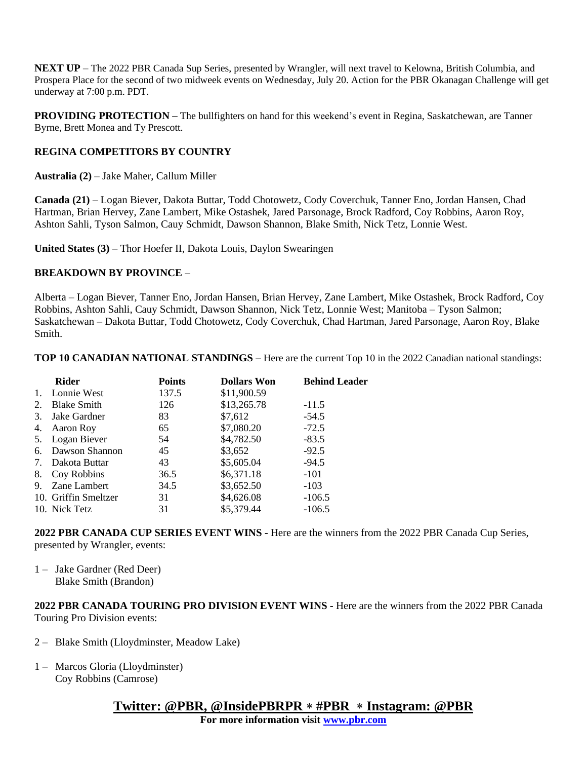**NEXT UP** – The 2022 PBR Canada Sup Series, presented by Wrangler, will next travel to Kelowna, British Columbia, and Prospera Place for the second of two midweek events on Wednesday, July 20. Action for the PBR Okanagan Challenge will get underway at 7:00 p.m. PDT.

**PROVIDING PROTECTION –** The bullfighters on hand for this weekend's event in Regina, Saskatchewan, are Tanner Byrne, Brett Monea and Ty Prescott.

**REGINA COMPETITORS BY COUNTRY**

**Australia (2)** – Jake Maher, Callum Miller

**Canada (21)** – Logan Biever, Dakota Buttar, Todd Chotowetz, Cody Coverchuk, Tanner Eno, Jordan Hansen, Chad Hartman, Brian Hervey, Zane Lambert, Mike Ostashek, Jared Parsonage, Brock Radford, Coy Robbins, Aaron Roy, Ashton Sahli, Tyson Salmon, Cauy Schmidt, Dawson Shannon, Blake Smith, Nick Tetz, Lonnie West.

**United States (3)** – Thor Hoefer II, Dakota Louis, Daylon Swearingen

**BREAKDOWN BY PROVINCE** –

Alberta – Logan Biever, Tanner Eno, Jordan Hansen, Brian Hervey, Zane Lambert, Mike Ostashek, Brock Radford, Coy Robbins, Ashton Sahli, Cauy Schmidt, Dawson Shannon, Nick Tetz, Lonnie West; Manitoba – Tyson Salmon; Saskatchewan – Dakota Buttar, Todd Chotowetz, Cody Coverchuk, Chad Hartman, Jared Parsonage, Aaron Roy, Blake Smith.

**TOP 10 CANADIAN NATIONAL STANDINGS** – Here are the current Top 10 in the 2022 Canadian national standings:

| | Rider | Points | Dollars Won | Behind Leader |
|---|---|---|---|---|
| 1. | Lonnie West | 137.5 | $11,900.59 | |
| 2. | Blake Smith | 126 | $13,265.78 | -11.5 |
| 3. | Jake Gardner | 83 | $7,612 | -54.5 |
| 4. | Aaron Roy | 65 | $7,080.20 | -72.5 |
| 5. | Logan Biever | 54 | $4,782.50 | -83.5 |
| 6. | Dawson Shannon | 45 | $3,652 | -92.5 |
| 7. | Dakota Buttar | 43 | $5,605.04 | -94.5 |
| 8. | Coy Robbins | 36.5 | $6,371.18 | -101 |
| 9. | Zane Lambert | 34.5 | $3,652.50 | -103 |
| 10. | Griffin Smeltzer | 31 | $4,626.08 | -106.5 |
| 10. | Nick Tetz | 31 | $5,379.44 | -106.5 |

**2022 PBR CANADA CUP SERIES EVENT WINS -** Here are the winners from the 2022 PBR Canada Cup Series, presented by Wrangler, events:

1 – Jake Gardner (Red Deer)
Blake Smith (Brandon)

**2022 PBR CANADA TOURING PRO DIVISION EVENT WINS -** Here are the winners from the 2022 PBR Canada Touring Pro Division events:

2 – Blake Smith (Lloydminster, Meadow Lake)

1 – Marcos Gloria (Lloydminster)
Coy Robbins (Camrose)

**Twitter: @PBR, @InsidePBRPR ∗ #PBR ∗ Instagram: @PBR**

**For more information visit [www.pbr.com](http://www.pbr.com)**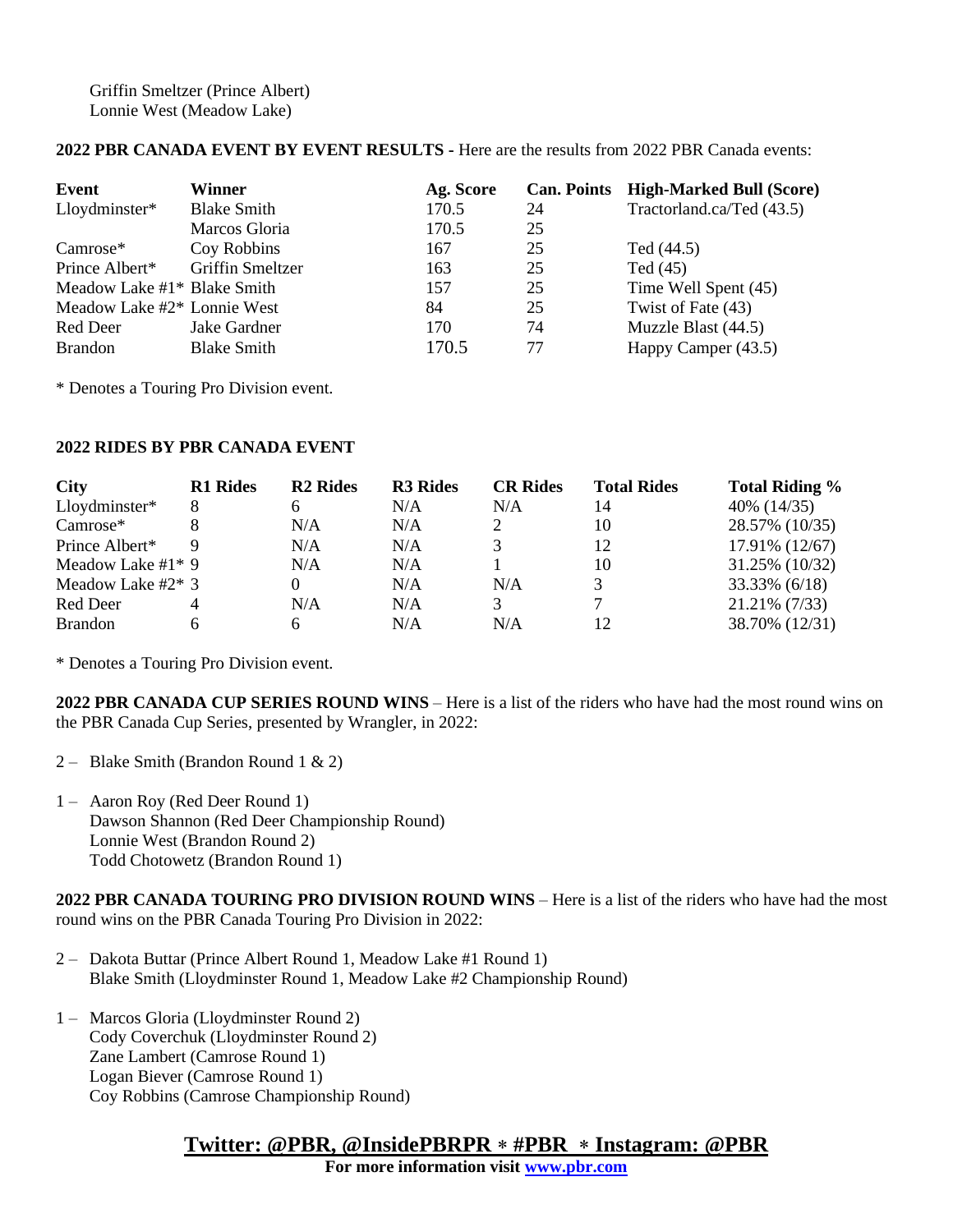Griffin Smeltzer (Prince Albert)
Lonnie West (Meadow Lake)

**2022 PBR CANADA EVENT BY EVENT RESULTS -** Here are the results from 2022 PBR Canada events:

| Event | Winner | Ag. Score | Can. Points | High-Marked Bull (Score) |
|---|---|---|---|---|
| Lloydminster* | Blake Smith | 170.5 | 24 | Tractorland.ca/Ted (43.5) |
| | Marcos Gloria | 170.5 | 25 | |
| Camrose* | Coy Robbins | 167 | 25 | Ted (44.5) |
| Prince Albert* | Griffin Smeltzer | 163 | 25 | Ted (45) |
| Meadow Lake #1* | Blake Smith | 157 | 25 | Time Well Spent (45) |
| Meadow Lake #2* | Lonnie West | 84 | 25 | Twist of Fate (43) |
| Red Deer | Jake Gardner | 170 | 74 | Muzzle Blast (44.5) |
| Brandon | Blake Smith | 170.5 | 77 | Happy Camper (43.5) |

* Denotes a Touring Pro Division event.

**2022 RIDES BY PBR CANADA EVENT**

| City | R1 Rides | R2 Rides | R3 Rides | CR Rides | Total Rides | Total Riding % |
|---|---|---|---|---|---|---|
| Lloydminster* | 8 | 6 | N/A | N/A | 14 | 40% (14/35) |
| Camrose* | 8 | N/A | N/A | 2 | 10 | 28.57% (10/35) |
| Prince Albert* | 9 | N/A | N/A | 3 | 12 | 17.91% (12/67) |
| Meadow Lake #1* | 9 | N/A | N/A | 1 | 10 | 31.25% (10/32) |
| Meadow Lake #2* | 3 | 0 | N/A | N/A | 3 | 33.33% (6/18) |
| Red Deer | 4 | N/A | N/A | 3 | 7 | 21.21% (7/33) |
| Brandon | 6 | 6 | N/A | N/A | 12 | 38.70% (12/31) |

* Denotes a Touring Pro Division event.

**2022 PBR CANADA CUP SERIES ROUND WINS** – Here is a list of the riders who have had the most round wins on the PBR Canada Cup Series, presented by Wrangler, in 2022:

2 – Blake Smith (Brandon Round 1 & 2)

1 – Aaron Roy (Red Deer Round 1)
Dawson Shannon (Red Deer Championship Round)
Lonnie West (Brandon Round 2)
Todd Chotowetz (Brandon Round 1)

**2022 PBR CANADA TOURING PRO DIVISION ROUND WINS** – Here is a list of the riders who have had the most round wins on the PBR Canada Touring Pro Division in 2022:

2 – Dakota Buttar (Prince Albert Round 1, Meadow Lake #1 Round 1)
Blake Smith (Lloydminster Round 1, Meadow Lake #2 Championship Round)

1 – Marcos Gloria (Lloydminster Round 2)
Cody Coverchuk (Lloydminster Round 2)
Zane Lambert (Camrose Round 1)
Logan Biever (Camrose Round 1)
Coy Robbins (Camrose Championship Round)

**Twitter: @PBR, @InsidePBRPR * #PBR * Instagram: @PBR**
**For more information visit www.pbr.com**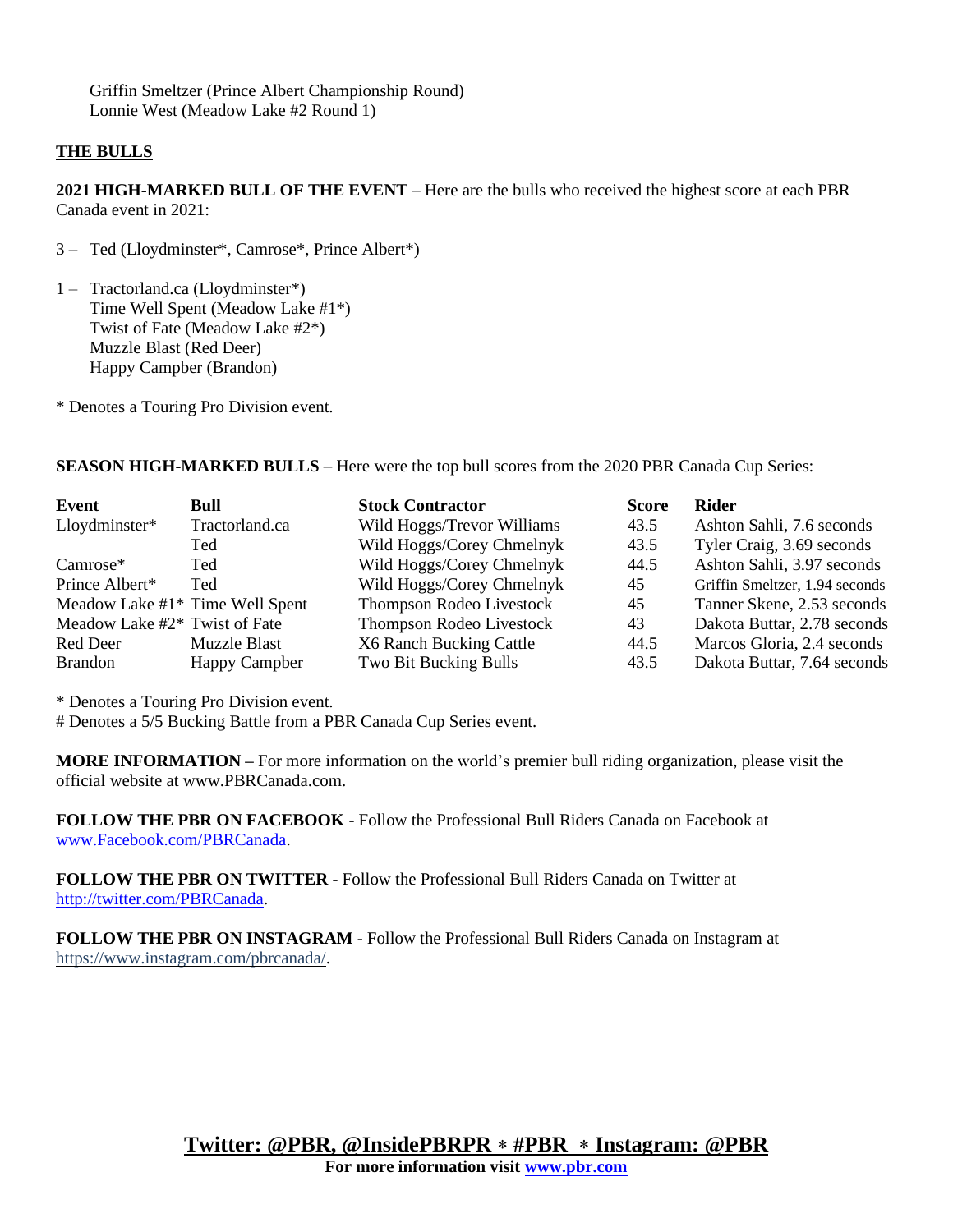Griffin Smeltzer (Prince Albert Championship Round)
Lonnie West (Meadow Lake #2 Round 1)

## THE BULLS

**2021 HIGH-MARKED BULL OF THE EVENT** – Here are the bulls who received the highest score at each PBR Canada event in 2021:

3 – Ted (Lloydminster*, Camrose*, Prince Albert*)

1 – Tractorland.ca (Lloydminster*)
Time Well Spent (Meadow Lake #1*)
Twist of Fate (Meadow Lake #2*)
Muzzle Blast (Red Deer)
Happy Campber (Brandon)

* Denotes a Touring Pro Division event.

**SEASON HIGH-MARKED BULLS** – Here were the top bull scores from the 2020 PBR Canada Cup Series:

| Event | Bull | Stock Contractor | Score | Rider |
|---|---|---|---|---|
| Lloydminster* | Tractorland.ca | Wild Hoggs/Trevor Williams | 43.5 | Ashton Sahli, 7.6 seconds |
| | Ted | Wild Hoggs/Corey Chmelnyk | 43.5 | Tyler Craig, 3.69 seconds |
| Camrose* | Ted | Wild Hoggs/Corey Chmelnyk | 44.5 | Ashton Sahli, 3.97 seconds |
| Prince Albert* | Ted | Wild Hoggs/Corey Chmelnyk | 45 | Griffin Smeltzer, 1.94 seconds |
| Meadow Lake #1* | Time Well Spent | Thompson Rodeo Livestock | 45 | Tanner Skene, 2.53 seconds |
| Meadow Lake #2* | Twist of Fate | Thompson Rodeo Livestock | 43 | Dakota Buttar, 2.78 seconds |
| Red Deer | Muzzle Blast | X6 Ranch Bucking Cattle | 44.5 | Marcos Gloria, 2.4 seconds |
| Brandon | Happy Campber | Two Bit Bucking Bulls | 43.5 | Dakota Buttar, 7.64 seconds |

* Denotes a Touring Pro Division event.
# Denotes a 5/5 Bucking Battle from a PBR Canada Cup Series event.

**MORE INFORMATION –** For more information on the world's premier bull riding organization, please visit the official website at www.PBRCanada.com.

**FOLLOW THE PBR ON FACEBOOK** - Follow the Professional Bull Riders Canada on Facebook at www.Facebook.com/PBRCanada.

**FOLLOW THE PBR ON TWITTER** - Follow the Professional Bull Riders Canada on Twitter at http://twitter.com/PBRCanada.

**FOLLOW THE PBR ON INSTAGRAM** - Follow the Professional Bull Riders Canada on Instagram at https://www.instagram.com/pbrcanada/.